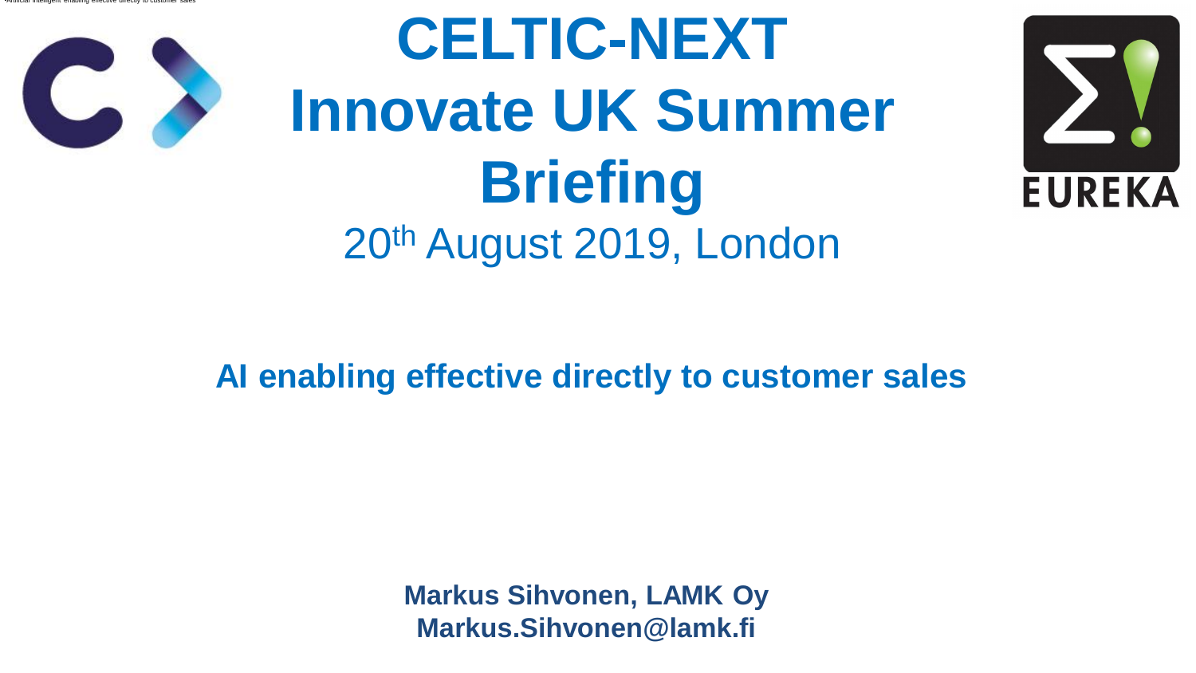# CELTIC-NEXT
# Innovate UK Summer Briefing

20th August 2019, London

## AI enabling effective directly to customer sales

**Markus Sihvonen, LAMK Oy**
**Markus.Sihvonen@lamk.fi**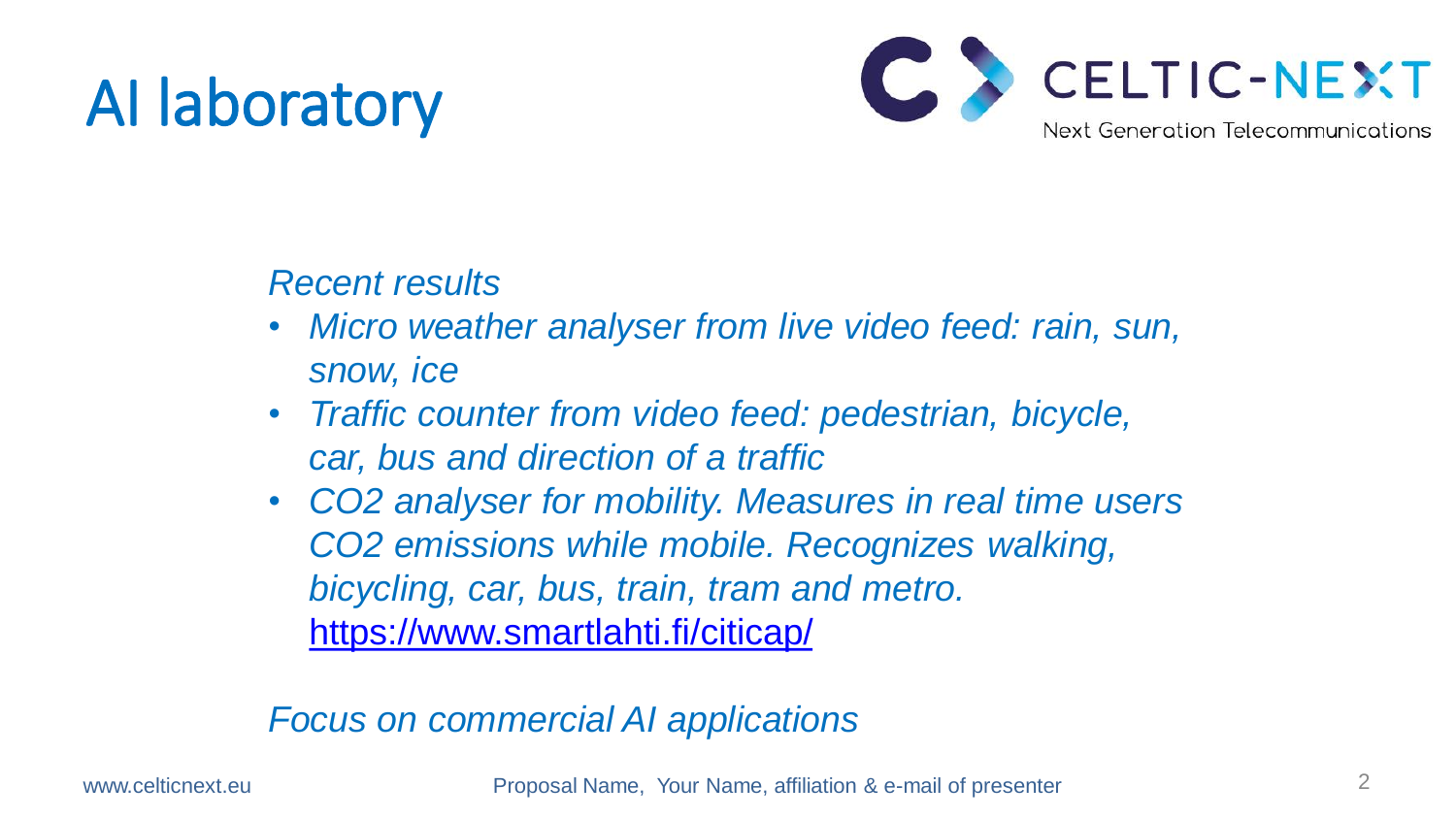# AI laboratory

*Recent results*

- *Micro weather analyser from live video feed: rain, sun, snow, ice*
- *Traffic counter from video feed: pedestrian, bicycle, car, bus and direction of a traffic*
- *CO2 analyser for mobility. Measures in real time users CO2 emissions while mobile. Recognizes walking, bicycling, car, bus, train, tram and metro.* https://www.smartlahti.fi/citicap/

*Focus on commercial AI applications*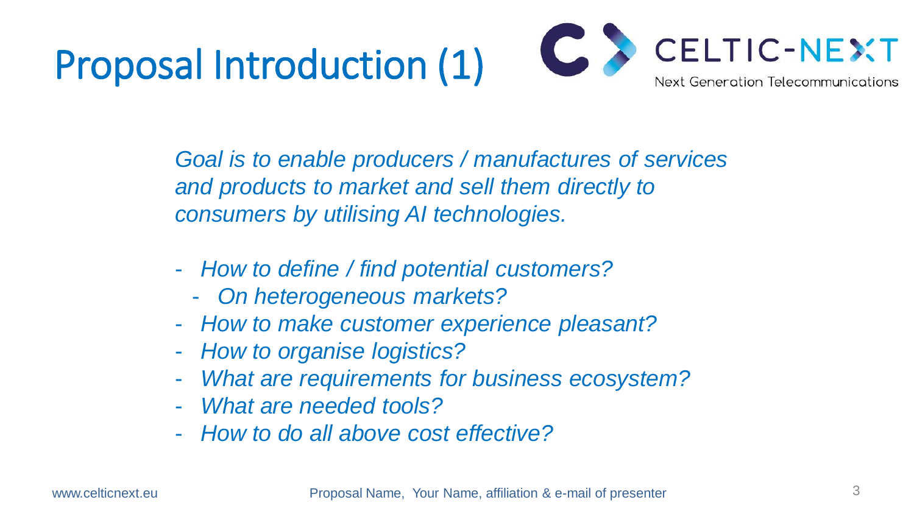# Proposal Introduction (1)

*Goal is to enable producers / manufactures of services and products to market and sell them directly to consumers by utilising AI technologies.*

- *How to define / find potential customers?*
  - *On heterogeneous markets?*
- *How to make customer experience pleasant?*
- *How to organise logistics?*
- *What are requirements for business ecosystem?*
- *What are needed tools?*
- *How to do all above cost effective?*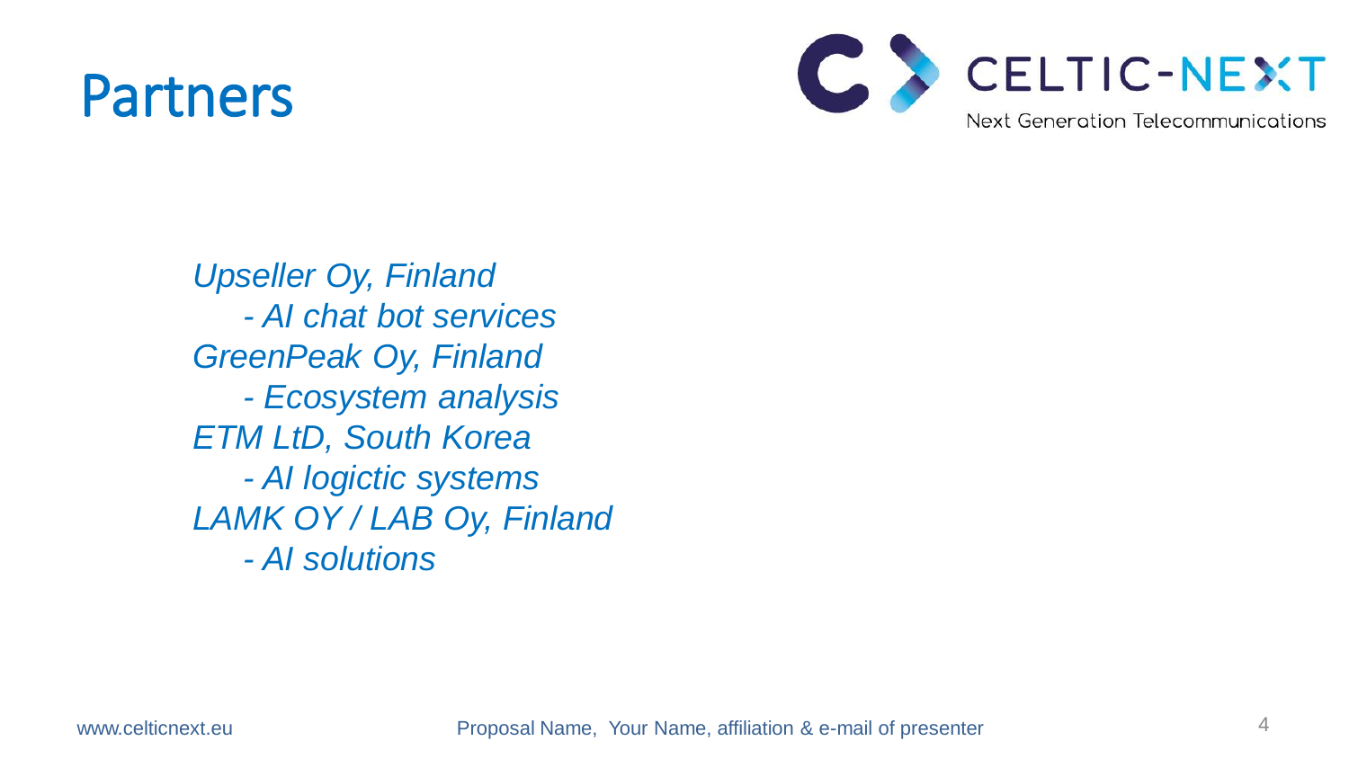# Partners

*Upseller Oy, Finland*
- *AI chat bot services*

*GreenPeak Oy, Finland*
- *Ecosystem analysis*

*ETM LtD, South Korea*
- *AI logictic systems*

*LAMK OY / LAB Oy, Finland*
- *AI solutions*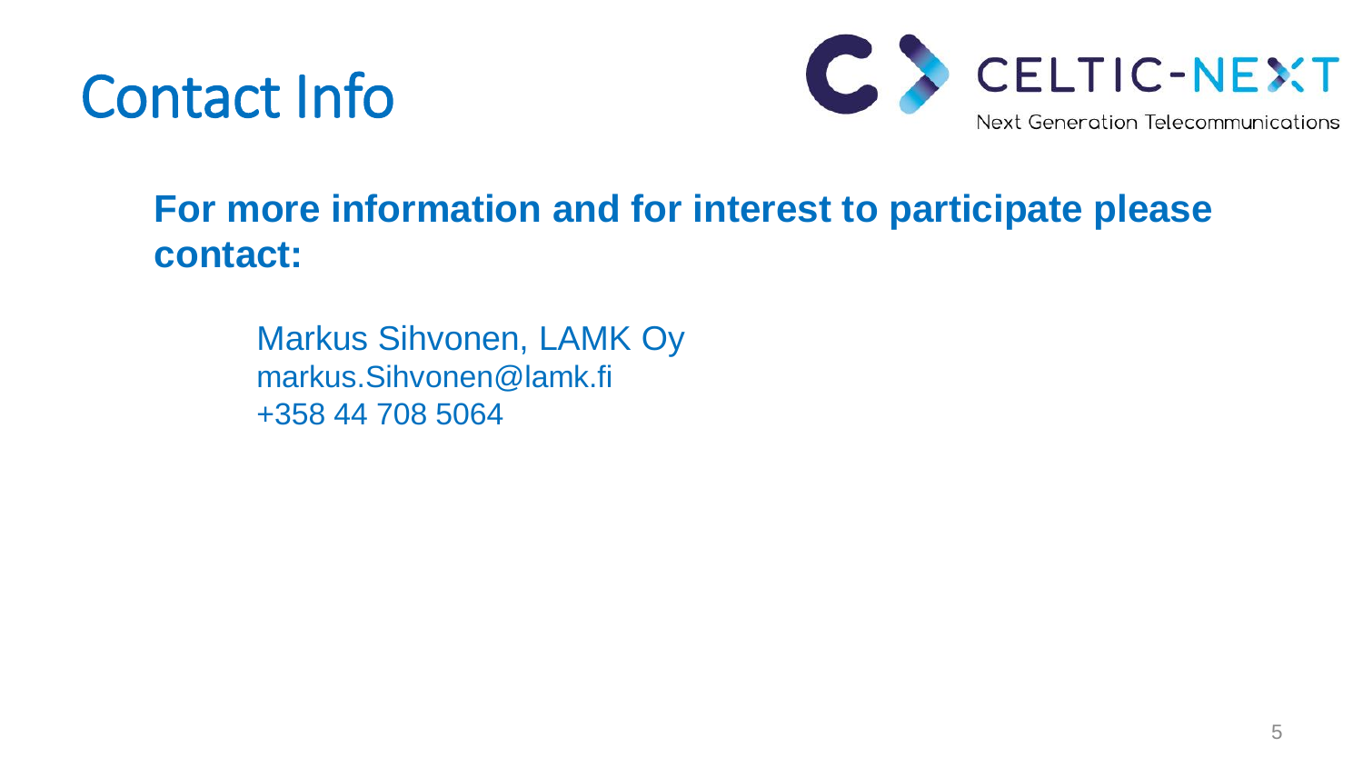# Contact Info

CELTIC-NEXT

Next Generation Telecommunications

**For more information and for interest to participate please contact:**

Markus Sihvonen, LAMK Oy
markus.Sihvonen@lamk.fi
+358 44 708 5064